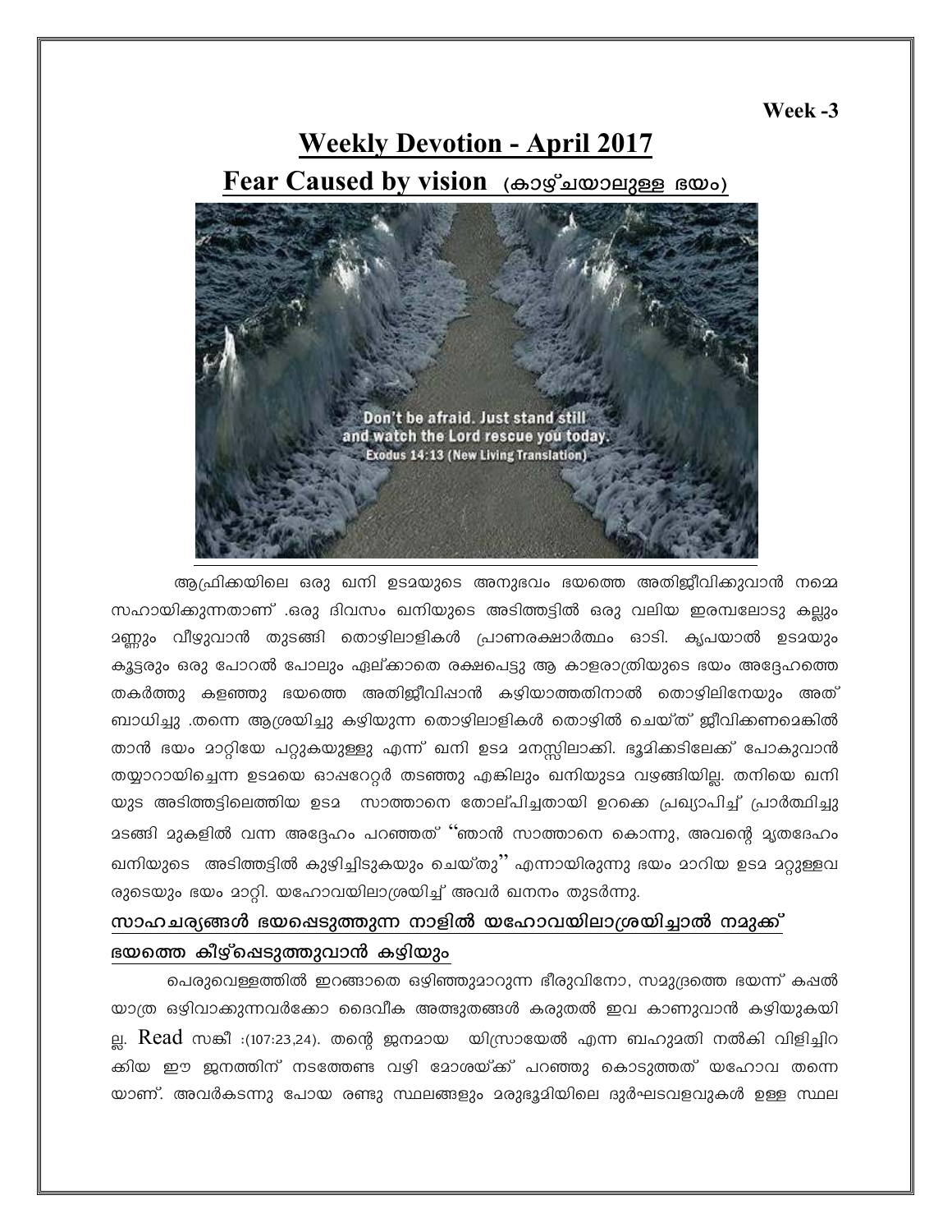Week -3

# Weekly Devotion - April 2017

## Fear Caused by vision (കാഴ്ചയാലുള്ള ഭയം)

ആഫ്രിക്കയിലെ ഒരു ഖനി ഉടമയുടെ അനുഭവം ഭയത്തെ അതിജീവിക്കുവാൻ നമ്മെ സഹായിക്കുന്നതാണ് .ഒരു ദിവസം ഖനിയുടെ അടിത്തട്ടിൽ ഒരു വലിയ ഇരമ്പലോടു കല്ലും മണ്ണും വീഴുവാൻ തുടങ്ങി തൊഴിലാളികൾ പ്രാണരക്ഷാർത്ഥം ഓടി. കൃപയാൽ ഉടമയും കൂട്ടരും ഒരു പോറൽ പോലും ഏല്ക്കാതെ രക്ഷപെട്ടു ആ കാളരാത്രിയുടെ ഭയം അദ്ദേഹത്തെ തകർത്തു കളഞ്ഞു ഭയത്തെ അതിജീവിപ്പാൻ കഴിയാത്തതിനാൽ തൊഴിലിനേയും അത് ബാധിച്ചു .തന്നെ ആശ്രയിച്ചു കഴിയുന്ന തൊഴിലാളികൾ തൊഴിൽ ചെയ്ത് ജീവിക്കണമെങ്കിൽ താൻ ഭയം മാറ്റിയേ പറ്റുകയുള്ളു എന്ന് ഖനി ഉടമ മനസ്സിലാക്കി. ഭൂമിക്കടിലേക്ക് പോകുവാൻ തയ്യാറായിച്ചെന്ന ഉടമയെ ഓപ്പറേറ്റർ തടഞ്ഞു എങ്കിലും ഖനിയുടമ വഴങ്ങിയില്ല. തനിയെ ഖനി യുടെ അടിത്തട്ടിലെത്തിയ ഉടമ സാത്താനെ തോല്പിച്ചതായി ഉറക്കെ പ്രഖ്യാപിച്ച് പ്രാർത്ഥിച്ചു മടങ്ങി മുകളിൽ വന്ന അദ്ദേഹം പറഞ്ഞത് "ഞാൻ സാത്താനെ കൊന്നു, അവന്റെ മൃതദേഹം ഖനിയുടെ അടിത്തട്ടിൽ കുഴിച്ചിടുകയും ചെയ്തു" എന്നായിരുന്നു ഭയം മാറിയ ഉടമ മറ്റുള്ളവ രുടെയും ഭയം മാറ്റി. യഹോവയിലാശ്രയിച്ച് അവർ ഖനനം തുടർന്നു.

**സാഹചര്യങ്ങൾ ഭയപ്പെടുത്തുന്ന നാളിൽ യഹോവയിലാശ്രയിച്ചാൽ നമുക്ക് ഭയത്തെ കീഴ്പ്പെടുത്തുവാൻ കഴിയും**

പെരുവെള്ളത്തിൽ ഇറങ്ങാതെ ഒഴിഞ്ഞുമാറുന്ന ഭീരുവിനോ, സമുദ്രത്തെ ഭയന്ന് കപ്പൽ യാത്ര ഒഴിവാക്കുന്നവർക്കോ ദൈവീക അത്ഭുതങ്ങൾ കരുതൽ ഇവ കാണുവാൻ കഴിയുകയി ല്ല. Read സങ്കീ :(107:23,24). തന്റെ ജനമായ യിസ്രായേൽ എന്ന ബഹുമതി നൽകി വിളിച്ചിറ ക്കിയ ഈ ജനത്തിന് നടത്തേണ്ട വഴി മോശയ്ക്ക് പറഞ്ഞു കൊടുത്തത് യഹോവ തന്നെ യാണ്. അവർകടന്നു പോയ രണ്ടു സ്ഥലങ്ങളും മരുഭൂമിയിലെ ദുർഘടവളവുകൾ ഉള്ള സ്ഥല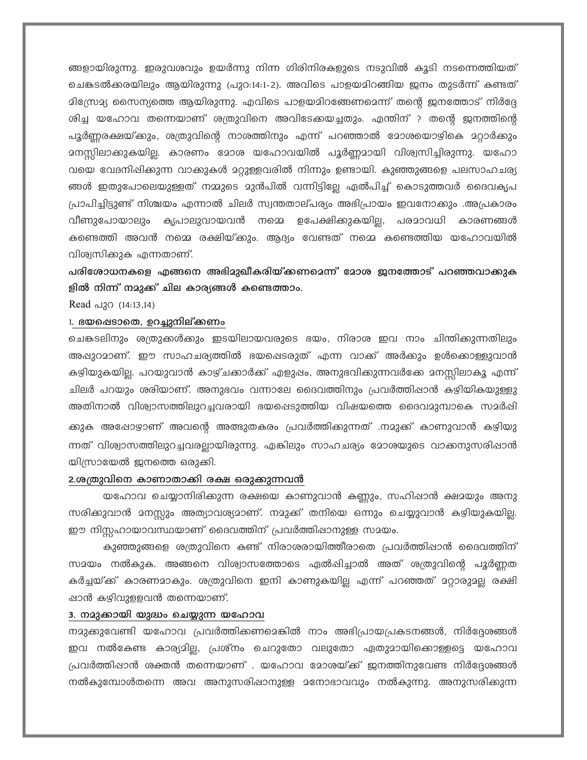ങ്ങളായിരുന്നു. ഇരുവശവും ഉയർന്നു നിന്ന ഗിരിനിരകളുടെ നടുവിൽ കൂടി നടന്നെത്തിയത് ചെങ്കടൽക്കരയിലും ആയിരുന്നു (പുറ:14:1-2). അവിടെ പാളയമിറങ്ങിയ ജനം തുടർന്ന് കണ്ടത് മിസ്രേമ്യ സൈന്യത്തെ ആയിരുന്നു. എവിടെ പാളയമിറങ്ങേണമെന്ന് തന്റെ ജനത്തോട് നിർദ്ദേശിച്ച യഹോവ തന്നെയാണ് ശത്രുവിനെ അവിടേക്കയച്ചതും. എന്തിന് ? തന്റെ ജനത്തിന്റെ പൂർണ്ണരക്ഷയ്ക്കും, ശത്രുവിന്റെ നാശത്തിനും എന്ന് പറഞ്ഞാൽ മോശയൊഴികെ മറ്റാർക്കും മനസ്സിലാക്കുകയില്ല. കാരണം മോശ യഹോവയിൽ പൂർണ്ണമായി വിശ്വസിച്ചിരുന്നു. യഹോവയെ വേദനിപ്പിക്കുന്ന വാക്കുകൾ മറ്റുള്ളവരിൽ നിന്നും ഉണ്ടായി. കുഞ്ഞുങ്ങളെ പലസാഹചര്യങ്ങൾ ഇതുപോലെയുള്ളത് നമ്മുടെ മുൻപിൽ വന്നിട്ടില്ലേ ഏൽപിച്ച് കൊടുത്തവർ ദൈവകൃപ പ്രാപിച്ചിട്ടുണ്ട് നിശ്ചയം എന്നാൽ ചിലർ സ്വന്തതാല്പര്യം അഭിപ്രായം ഇവനോക്കും .അപ്രകാരം വീണുപോയാലും കൃപാലുവായവൻ നമ്മെ ഉപേക്ഷിക്കുകയില്ല, പരമാവധി കാരണങ്ങൾ കണ്ടെത്തി അവൻ നമ്മെ രക്ഷിയ്ക്കും. ആദ്യം വേണ്ടത് നമ്മെ കണ്ടെത്തിയ യഹോവയിൽ വിശ്വസിക്കുക എന്നതാണ്.

**പരിശോധനകളെ എങ്ങനെ അഭിമുഖീകരിയ്ക്കണമെന്ന് മോശ ജനത്തോട് പറഞ്ഞവാക്കുകളിൽ നിന്ന് നമുക്ക് ചില കാര്യങ്ങൾ കണ്ടെത്താം.**

Read പുറ (14:13,14)

1. **ഭയപ്പെടാതെ, ഉറച്ചുനില്ക്കണം**

ചെങ്കടലിനും ശത്രുക്കൾക്കും ഇടയിലായവരുടെ ഭയം, നിരാശ ഇവ നാം ചിന്തിക്കുന്നതിലും അപ്പുറമാണ്. ഈ സാഹചര്യത്തിൽ ഭയപ്പെടരുത് എന്ന വാക്ക് അർക്കും ഉൾക്കൊള്ളുവാൻ കഴിയുകയില്ല. പറയുവാൻ കാഴ്ചക്കാർക്ക് എളുപ്പം, അനുഭവിക്കുന്നവർക്കേ മനസ്സിലാകൂ എന്ന് ചിലർ പറയും ശരിയാണ്. അനുഭവം വന്നാലേ ദൈവത്തിനും പ്രവർത്തിപ്പാൻ കഴിയികയുള്ളു അതിനാൽ വിശ്വാസത്തിലുറച്ചവരായി ഭയപ്പെടുത്തിയ വിഷയത്തെ ദൈവമുമ്പാകെ സമർപ്പിക്കുക അപ്പോഴാണ് അവന്റെ അത്ഭുതകരം പ്രവർത്തിക്കുന്നത് .നമുക്ക് കാണുവാൻ കഴിയുന്നത് വിശ്വാസത്തിലുറച്ചവരല്ലായിരുന്നു. എങ്കിലും സാഹചര്യം മോശയുടെ വാക്കനുസരിപ്പാൻ യിസ്രായേൽ ജനത്തെ ഒരുക്കി.

2. **ശത്രുവിനെ കാണാതാക്കി രക്ഷ ഒരുക്കുന്നവൻ**

യഹോവ ചെയ്യാനിരിക്കുന്ന രക്ഷയെ കാണുവാൻ കണ്ണും, സഹിപ്പാൻ ക്ഷമയും അനുസരിക്കുവാൻ മനസ്സും അത്യാവശ്യമാണ്. നമുക്ക് തനിയെ ഒന്നും ചെയ്യുവാൻ കഴിയുകയില്ല. ഈ നിസ്സഹായാവസ്ഥയാണ് ദൈവത്തിന് പ്രവർത്തിപ്പാനുള്ള സമയം.

കുഞ്ഞുങ്ങളെ ശത്രുവിനെ കണ്ട് നിരാശരായിത്തീരാതെ പ്രവർത്തിപ്പാൻ ദൈവത്തിന് സമയം നൽകുക. അങ്ങനെ വിശ്വാസത്തോടെ ഏൽപ്പിച്ചാൽ അത് ശത്രുവിന്റെ പൂർണ്ണതകർച്ചയ്ക്ക് കാരണമാകും. ശത്രുവിനെ ഇനി കാണുകയില്ല എന്ന് പറഞ്ഞത് മറ്റാരുമല്ല രക്ഷിപ്പാൻ കഴിവുള്ളവൻ തന്നെയാണ്.

3. **നമുക്കായി യുദ്ധം ചെയ്യുന്ന യഹോവ**

നമുക്കുവേണ്ടി യഹോവ പ്രവർത്തിക്കണമെങ്കിൽ നാം അഭിപ്രായപ്രകടനങ്ങൾ, നിർദ്ദേശങ്ങൾ ഇവ നൽകേണ്ട കാര്യമില്ല, പ്രശ്നം ചെറുതോ വലുതോ ഏതുമായിക്കൊള്ളട്ടെ യഹോവ പ്രവർത്തിപ്പാൻ ശക്തൻ തന്നെയാണ് . യഹോവ മോശയ്ക്ക് ജനത്തിനുവേണ്ട നിർദ്ദേശങ്ങൾ നൽകുമ്പോൾതന്നെ അവ അനുസരിപ്പാനുള്ള മനോഭാവവും നൽകുന്നു. അനുസരിക്കുന്ന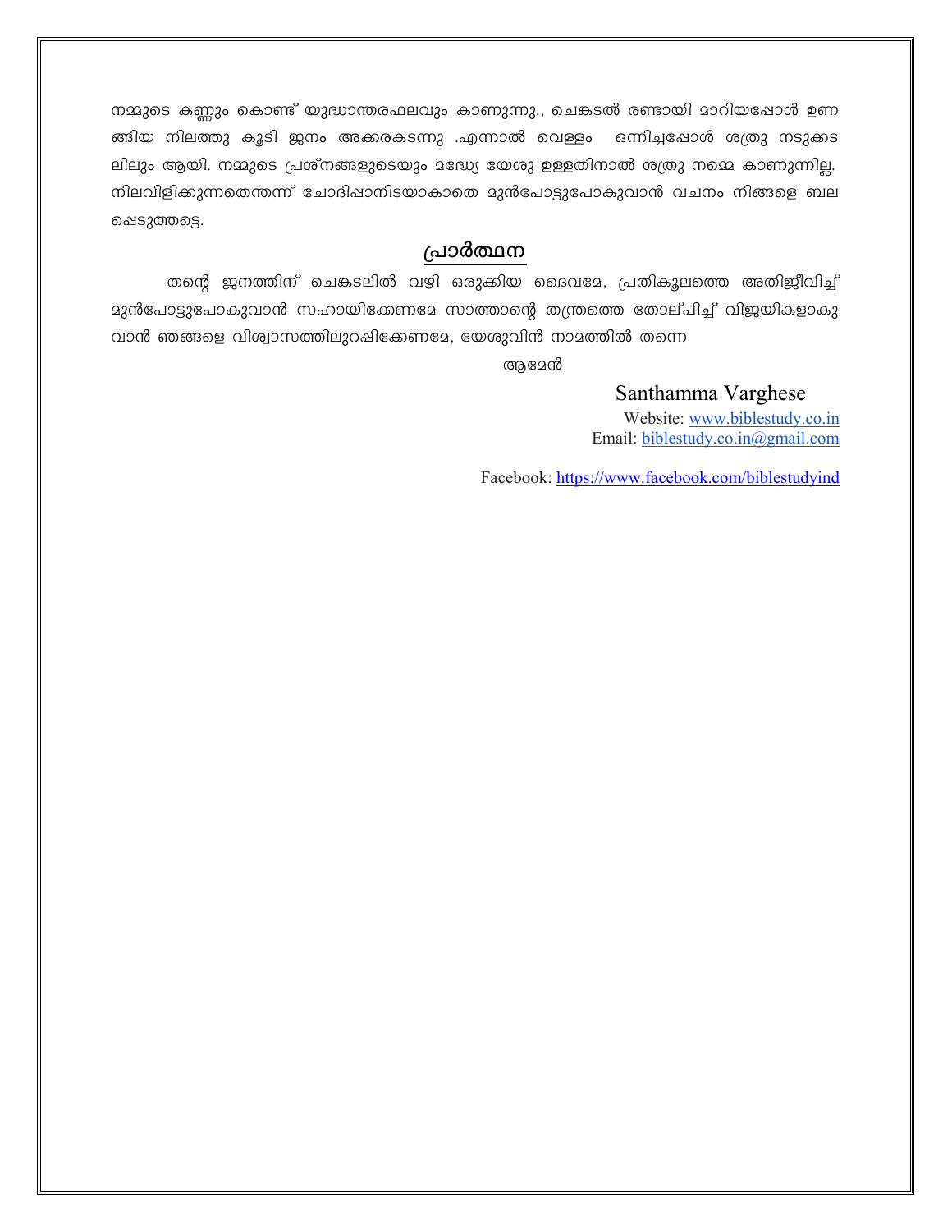നമ്മുടെ കണ്ണും കൊണ്ട് യുദ്ധാന്തരഫലവും കാണുന്നു., ചെങ്കടൽ രണ്ടായി മാറിയപ്പോൾ ഉണങ്ങിയ നിലത്തു കൂടി ജനം അക്കരകടന്നു .എന്നാൽ വെള്ളം ഒന്നിച്ചപ്പോൾ ശത്രു നടുക്കടലിലും ആയി. നമ്മുടെ പ്രശ്നങ്ങളുടെയും മദ്ധ്യേ യേശു ഉള്ളതിനാൽ ശത്രു നമ്മെ കാണുന്നില്ല. നിലവിളിക്കുന്നതെന്തന്ന് ചോദിപ്പാനിടയാകാതെ മുൻപോട്ടുപോകുവാൻ വചനം നിങ്ങളെ ബലപ്പെടുത്തട്ടെ.

## പ്രാർത്ഥന

തന്റെ ജനത്തിന് ചെങ്കടലിൽ വഴി ഒരുക്കിയ ദൈവമേ, പ്രതികൂലത്തെ അതിജീവിച്ച് മുൻപോട്ടുപോകുവാൻ സഹായിക്കേണമേ സാത്താന്റെ തന്ത്രത്തെ തോല്പിച്ച് വിജയികളാകുവാൻ ഞങ്ങളെ വിശ്വാസത്തിലുറപ്പിക്കേണമേ, യേശുവിൻ നാമത്തിൽ തന്നെ

ആമേൻ

Santhamma Varghese

Website: www.biblestudy.co.in
Email: biblestudy.co.in@gmail.com

Facebook: https://www.facebook.com/biblestudyind